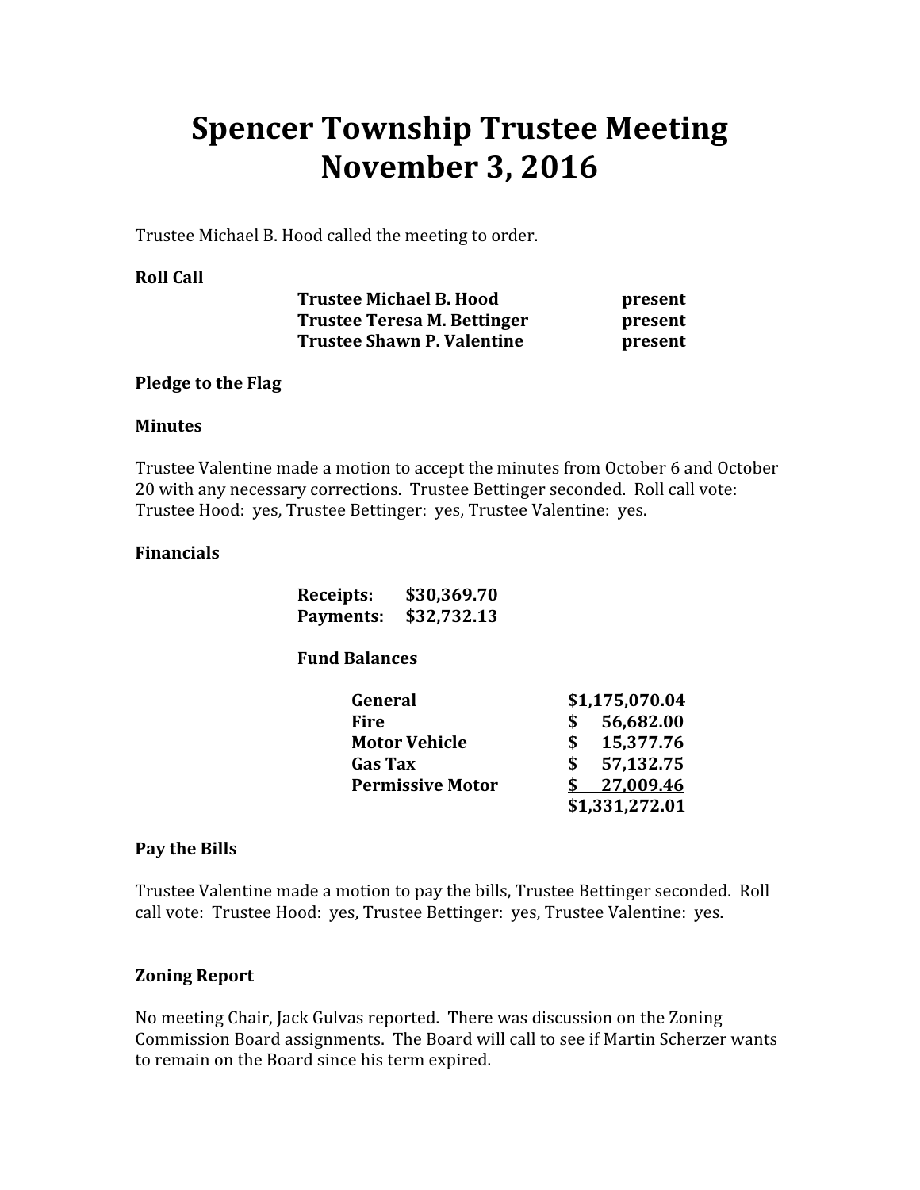# Spencer Township Trustee Meeting
# November 3, 2016

Trustee Michael B. Hood called the meeting to order.

**Roll Call**

| | |
|---|---|
| **Trustee Michael B. Hood** | **present** |
| **Trustee Teresa M. Bettinger** | **present** |
| **Trustee Shawn P. Valentine** | **present** |

**Pledge to the Flag**

**Minutes**

Trustee Valentine made a motion to accept the minutes from October 6 and October 20 with any necessary corrections. Trustee Bettinger seconded. Roll call vote: Trustee Hood: yes, Trustee Bettinger: yes, Trustee Valentine: yes.

**Financials**

| | |
|---|---|
| **Receipts:** | **$30,369.70** |
| **Payments:** | **$32,732.13** |

**Fund Balances**

| | |
|---|---|
| **General** | **$1,175,070.04** |
| **Fire** | **$ 56,682.00** |
| **Motor Vehicle** | **$ 15,377.76** |
| **Gas Tax** | **$ 57,132.75** |
| **Permissive Motor** | **$ 27,009.46** |
| | **$1,331,272.01** |

**Pay the Bills**

Trustee Valentine made a motion to pay the bills, Trustee Bettinger seconded. Roll call vote: Trustee Hood: yes, Trustee Bettinger: yes, Trustee Valentine: yes.

**Zoning Report**

No meeting Chair, Jack Gulvas reported. There was discussion on the Zoning Commission Board assignments. The Board will call to see if Martin Scherzer wants to remain on the Board since his term expired.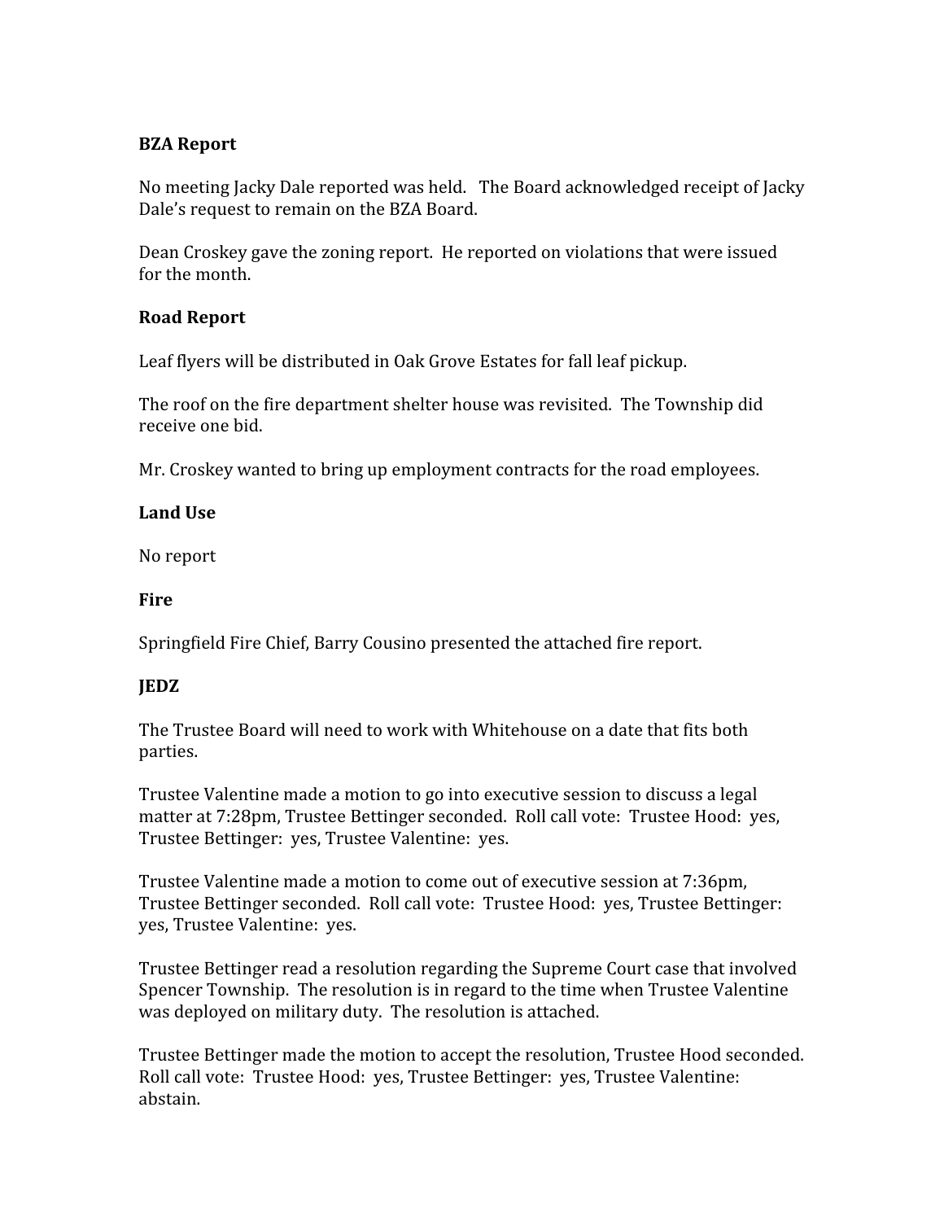**BZA Report**

No meeting Jacky Dale reported was held. The Board acknowledged receipt of Jacky Dale's request to remain on the BZA Board.

Dean Croskey gave the zoning report. He reported on violations that were issued for the month.

**Road Report**

Leaf flyers will be distributed in Oak Grove Estates for fall leaf pickup.

The roof on the fire department shelter house was revisited. The Township did receive one bid.

Mr. Croskey wanted to bring up employment contracts for the road employees.

**Land Use**

No report

**Fire**

Springfield Fire Chief, Barry Cousino presented the attached fire report.

**JEDZ**

The Trustee Board will need to work with Whitehouse on a date that fits both parties.

Trustee Valentine made a motion to go into executive session to discuss a legal matter at 7:28pm, Trustee Bettinger seconded. Roll call vote: Trustee Hood: yes, Trustee Bettinger: yes, Trustee Valentine: yes.

Trustee Valentine made a motion to come out of executive session at 7:36pm, Trustee Bettinger seconded. Roll call vote: Trustee Hood: yes, Trustee Bettinger: yes, Trustee Valentine: yes.

Trustee Bettinger read a resolution regarding the Supreme Court case that involved Spencer Township. The resolution is in regard to the time when Trustee Valentine was deployed on military duty. The resolution is attached.

Trustee Bettinger made the motion to accept the resolution, Trustee Hood seconded. Roll call vote: Trustee Hood: yes, Trustee Bettinger: yes, Trustee Valentine: abstain.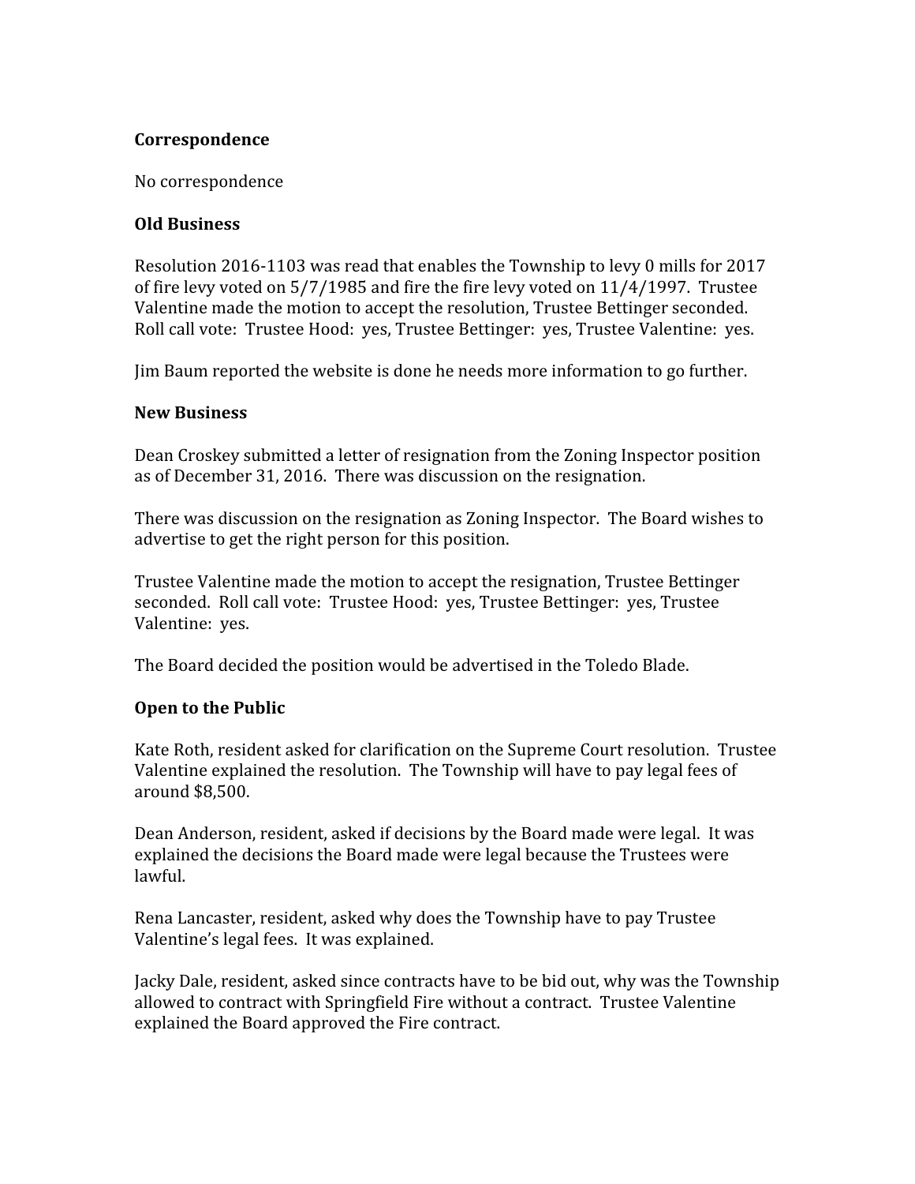**Correspondence**

No correspondence

**Old Business**

Resolution 2016-1103 was read that enables the Township to levy 0 mills for 2017 of fire levy voted on 5/7/1985 and fire the fire levy voted on 11/4/1997. Trustee Valentine made the motion to accept the resolution, Trustee Bettinger seconded. Roll call vote: Trustee Hood: yes, Trustee Bettinger: yes, Trustee Valentine: yes.

Jim Baum reported the website is done he needs more information to go further.

**New Business**

Dean Croskey submitted a letter of resignation from the Zoning Inspector position as of December 31, 2016. There was discussion on the resignation.

There was discussion on the resignation as Zoning Inspector. The Board wishes to advertise to get the right person for this position.

Trustee Valentine made the motion to accept the resignation, Trustee Bettinger seconded. Roll call vote: Trustee Hood: yes, Trustee Bettinger: yes, Trustee Valentine: yes.

The Board decided the position would be advertised in the Toledo Blade.

**Open to the Public**

Kate Roth, resident asked for clarification on the Supreme Court resolution. Trustee Valentine explained the resolution. The Township will have to pay legal fees of around $8,500.

Dean Anderson, resident, asked if decisions by the Board made were legal. It was explained the decisions the Board made were legal because the Trustees were lawful.

Rena Lancaster, resident, asked why does the Township have to pay Trustee Valentine's legal fees. It was explained.

Jacky Dale, resident, asked since contracts have to be bid out, why was the Township allowed to contract with Springfield Fire without a contract. Trustee Valentine explained the Board approved the Fire contract.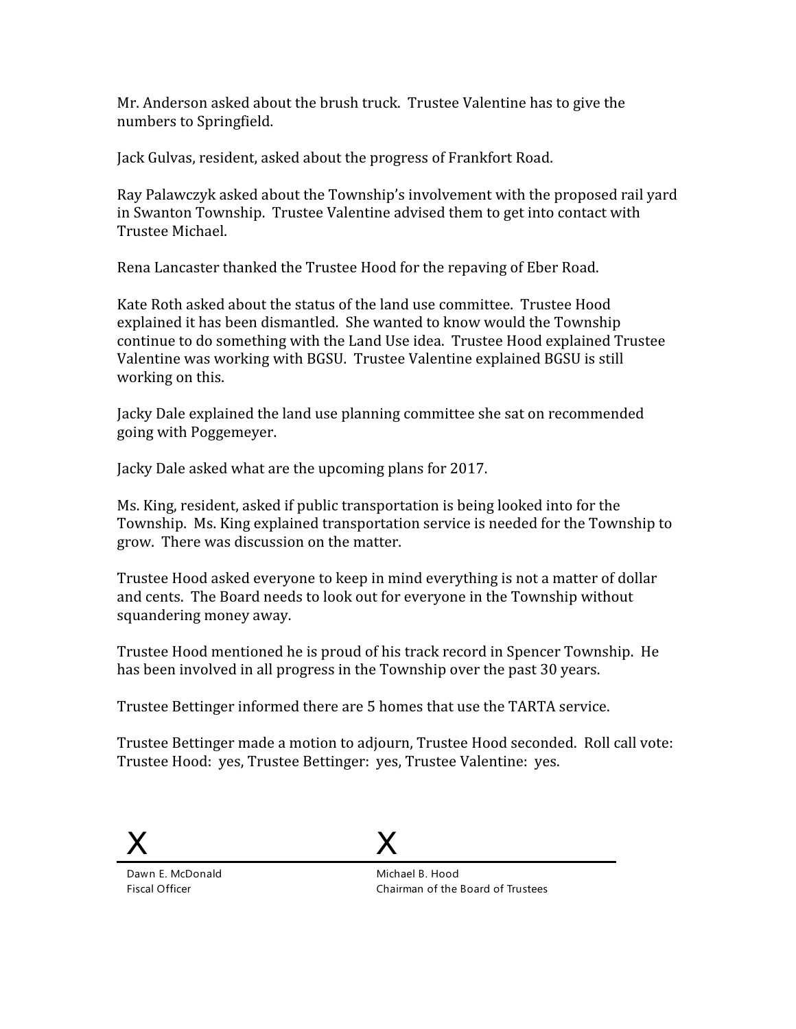Mr. Anderson asked about the brush truck. Trustee Valentine has to give the numbers to Springfield.

Jack Gulvas, resident, asked about the progress of Frankfort Road.

Ray Palawczyk asked about the Township's involvement with the proposed rail yard in Swanton Township. Trustee Valentine advised them to get into contact with Trustee Michael.

Rena Lancaster thanked the Trustee Hood for the repaving of Eber Road.

Kate Roth asked about the status of the land use committee. Trustee Hood explained it has been dismantled. She wanted to know would the Township continue to do something with the Land Use idea. Trustee Hood explained Trustee Valentine was working with BGSU. Trustee Valentine explained BGSU is still working on this.

Jacky Dale explained the land use planning committee she sat on recommended going with Poggemeyer.

Jacky Dale asked what are the upcoming plans for 2017.

Ms. King, resident, asked if public transportation is being looked into for the Township. Ms. King explained transportation service is needed for the Township to grow. There was discussion on the matter.

Trustee Hood asked everyone to keep in mind everything is not a matter of dollar and cents. The Board needs to look out for everyone in the Township without squandering money away.

Trustee Hood mentioned he is proud of his track record in Spencer Township. He has been involved in all progress in the Township over the past 30 years.

Trustee Bettinger informed there are 5 homes that use the TARTA service.

Trustee Bettinger made a motion to adjourn, Trustee Hood seconded. Roll call vote: Trustee Hood: yes, Trustee Bettinger: yes, Trustee Valentine: yes.

X

Dawn E. McDonald
Fiscal Officer

X

Michael B. Hood
Chairman of the Board of Trustees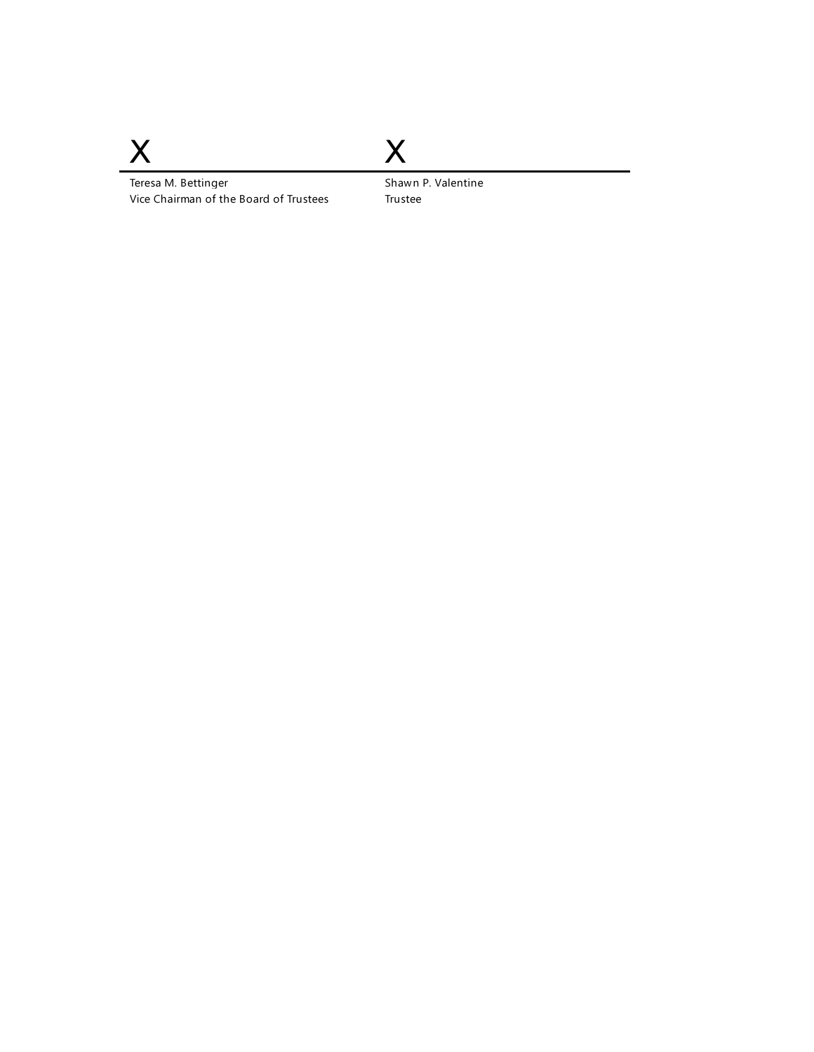X

Teresa M. Bettinger
Vice Chairman of the Board of Trustees

X

Shawn P. Valentine
Trustee